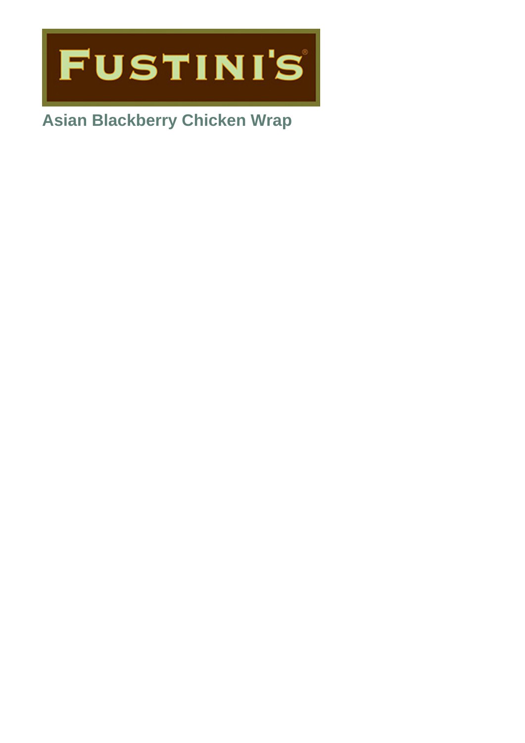# Asian Blackberry Chicken Wrap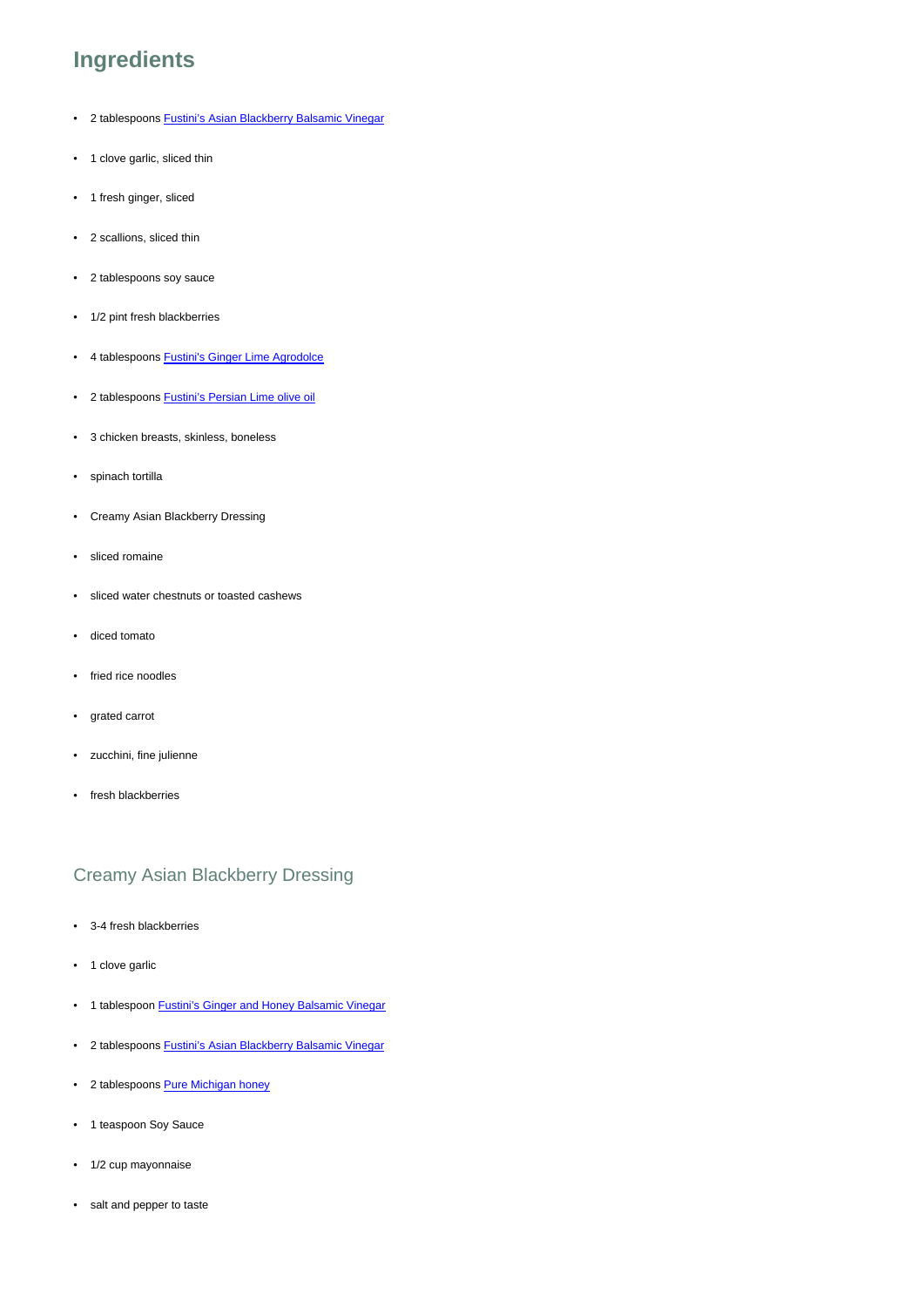## Ingredients

- 2 tablespoons Fustini's Asian Blackberry Balsamic Vinegar
- 1 clove garlic, sliced thin
- 1 fresh ginger, sliced
- 2 scallions, sliced thin
- 2 tablespoons soy sauce
- 1/2 pint fresh blackberries
- 4 tablespoons Fustini's Ginger Lime Agrodolce
- 2 tablespoons Fustini's Persian Lime olive oil
- 3 chicken breasts, skinless, boneless
- spinach tortilla
- Creamy Asian Blackberry Dressing
- sliced romaine
- sliced water chestnuts or toasted cashews
- diced tomato
- fried rice noodles
- grated carrot
- zucchini, fine julienne
- fresh blackberries

### Creamy Asian Blackberry Dressing

- 3-4 fresh blackberries
- 1 clove garlic
- 1 tablespoon Fustini's Ginger and Honey Balsamic Vinegar
- 2 tablespoons Fustini's Asian Blackberry Balsamic Vinegar
- 2 tablespoons Pure Michigan honey
- 1 teaspoon Soy Sauce
- 1/2 cup mayonnaise
- salt and pepper to taste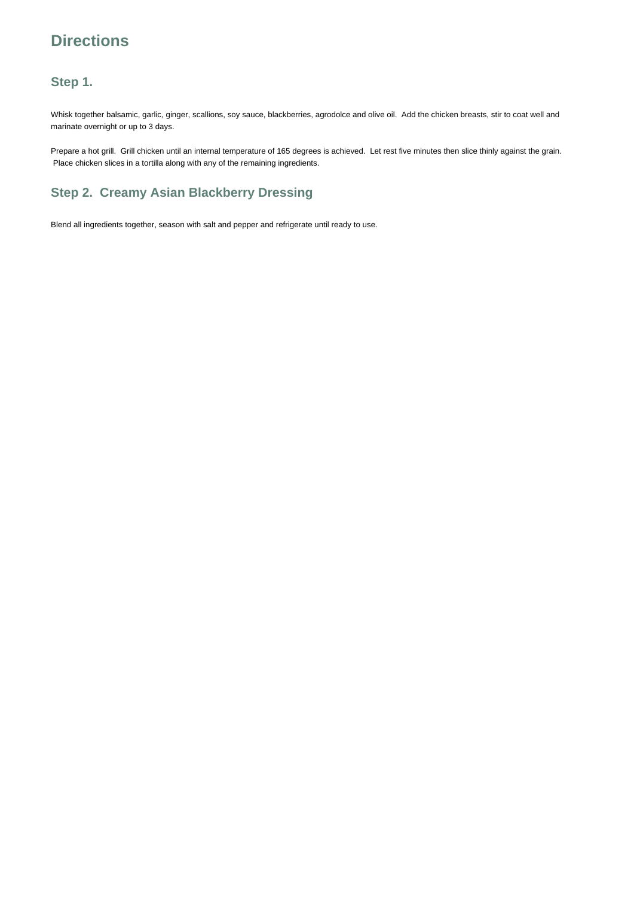# Directions

## Step 1.

Whisk together balsamic, garlic, ginger, scallions, soy sauce, blackberries, agrodolce and olive oil.  Add the chicken breasts, stir to coat well and marinate overnight or up to 3 days.

Prepare a hot grill.  Grill chicken until an internal temperature of 165 degrees is achieved.  Let rest five minutes then slice thinly against the grain.  Place chicken slices in a tortilla along with any of the remaining ingredients.

## Step 2.  Creamy Asian Blackberry Dressing

Blend all ingredients together, season with salt and pepper and refrigerate until ready to use.